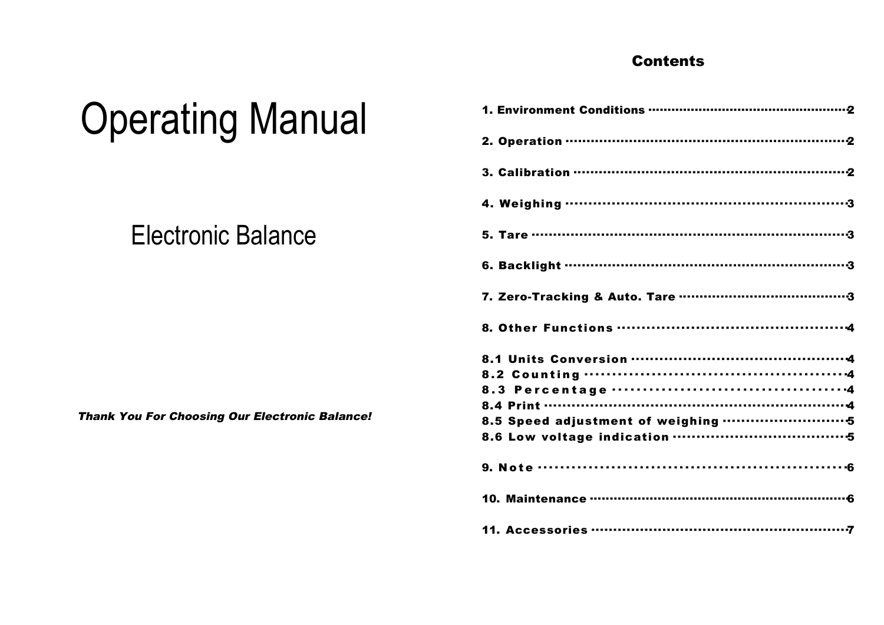# Operating Manual

## Electronic Balance

***Thank You For Choosing Our Electronic Balance!***

## Contents

1. Environment Conditions ········· 2
2. Operation ········· 2
3. Calibration ········· 2
4. Weighing ········· 3
5. Tare ········· 3
6. Backlight ········· 3
7. Zero-Tracking & Auto. Tare ········· 3
8. Other Functions ········· 4

8.1 Units Conversion ········· 4
8.2 Counting ········· 4
8.3 Percentage ········· 4
8.4 Print ········· 4
8.5 Speed adjustment of weighing ········· 5
8.6 Low voltage indication ········· 5

9. Note ········· 6
10. Maintenance ········· 6
11. Accessories ········· 7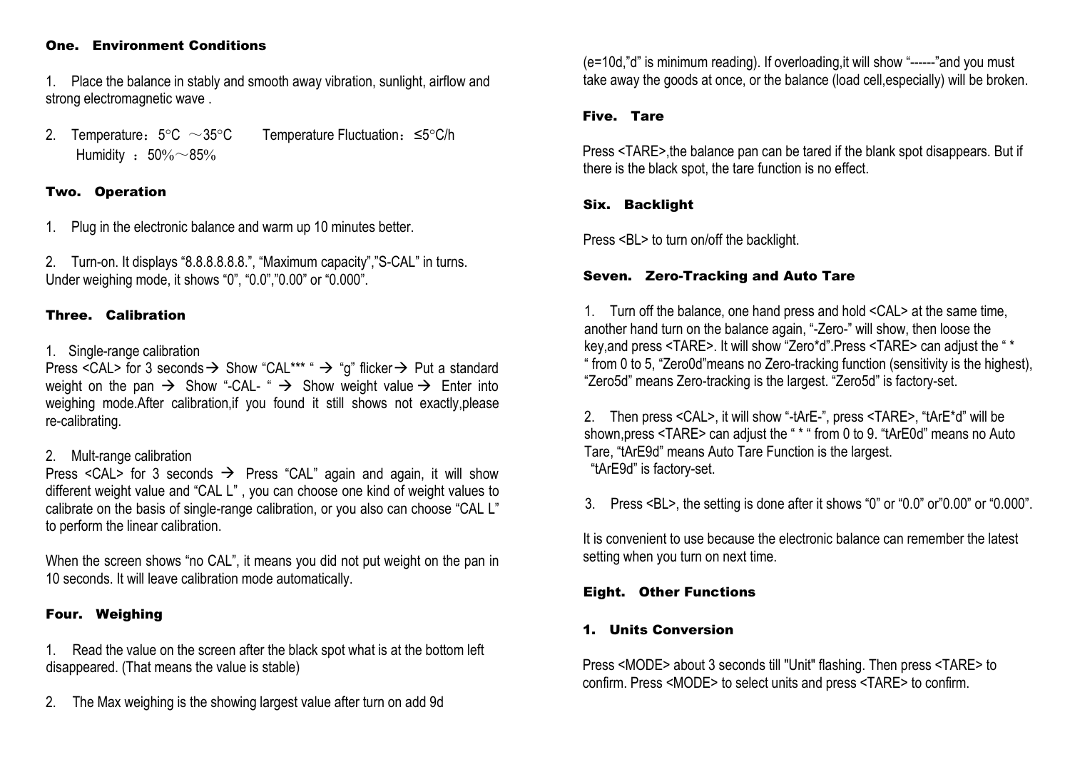## One. Environment Conditions

1. Place the balance in stably and smooth away vibration, sunlight, airflow and strong electromagnetic wave .

2. Temperature：5°C ～35°C Temperature Fluctuation：≤5°C/h
   Humidity ：50%～85%

## Two. Operation

1. Plug in the electronic balance and warm up 10 minutes better.

2. Turn-on. It displays "8.8.8.8.8.8.", "Maximum capacity","S-CAL" in turns. Under weighing mode, it shows "0", "0.0","0.00" or "0.000".

## Three. Calibration

1. Single-range calibration
Press <CAL> for 3 seconds → Show "CAL*** " → "g" flicker → Put a standard weight on the pan → Show "-CAL- " → Show weight value → Enter into weighing mode.After calibration,if you found it still shows not exactly,please re-calibrating.

2. Mult-range calibration
Press <CAL> for 3 seconds → Press "CAL" again and again, it will show different weight value and "CAL L" , you can choose one kind of weight values to calibrate on the basis of single-range calibration, or you also can choose "CAL L" to perform the linear calibration.

When the screen shows "no CAL", it means you did not put weight on the pan in 10 seconds. It will leave calibration mode automatically.

## Four. Weighing

1. Read the value on the screen after the black spot what is at the bottom left disappeared. (That means the value is stable)

2. The Max weighing is the showing largest value after turn on add 9d (e=10d,"d" is minimum reading). If overloading,it will show "------"and you must take away the goods at once, or the balance (load cell,especially) will be broken.

## Five. Tare

Press <TARE>,the balance pan can be tared if the blank spot disappears. But if there is the black spot, the tare function is no effect.

## Six. Backlight

Press <BL> to turn on/off the backlight.

## Seven. Zero-Tracking and Auto Tare

1. Turn off the balance, one hand press and hold <CAL> at the same time, another hand turn on the balance again, "-Zero-" will show, then loose the key,and press <TARE>. It will show "Zero*d".Press <TARE> can adjust the " * " from 0 to 5, "Zero0d"means no Zero-tracking function (sensitivity is the highest), "Zero5d" means Zero-tracking is the largest. "Zero5d" is factory-set.

2. Then press <CAL>, it will show "-tArE-", press <TARE>, "tArE*d" will be shown,press <TARE> can adjust the " * " from 0 to 9. "tArE0d" means no Auto Tare, "tArE9d" means Auto Tare Function is the largest.
   "tArE9d" is factory-set.

3. Press <BL>, the setting is done after it shows "0" or "0.0" or"0.00" or "0.000".

It is convenient to use because the electronic balance can remember the latest setting when you turn on next time.

## Eight. Other Functions

### 1. Units Conversion

Press <MODE> about 3 seconds till "Unit" flashing. Then press <TARE> to confirm. Press <MODE> to select units and press <TARE> to confirm.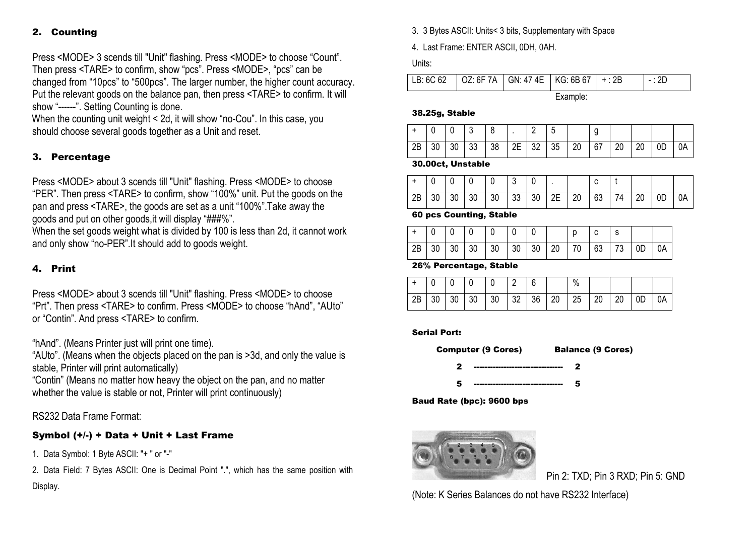## 2. Counting

Press <MODE> 3 scends till "Unit" flashing. Press <MODE> to choose "Count". Then press <TARE> to confirm, show "pcs". Press <MODE>, "pcs" can be changed from "10pcs" to "500pcs". The larger number, the higher count accuracy. Put the relevant goods on the balance pan, then press <TARE> to confirm. It will show "------". Setting Counting is done.

When the counting unit weight < 2d, it will show "no-Cou". In this case, you should choose several goods together as a Unit and reset.

## 3. Percentage

Press <MODE> about 3 scends till "Unit" flashing. Press <MODE> to choose "PER". Then press <TARE> to confirm, show "100%" unit. Put the goods on the pan and press <TARE>, the goods are set as a unit "100%".Take away the goods and put on other goods,it will display "###%".

When the set goods weight what is divided by 100 is less than 2d, it cannot work and only show "no-PER".It should add to goods weight.

## 4. Print

Press <MODE> about 3 scends till "Unit" flashing. Press <MODE> to choose "Prt". Then press <TARE> to confirm. Press <MODE> to choose "hAnd", "AUto" or "Contin". And press <TARE> to confirm.

"hAnd". (Means Printer just will print one time).

"AUto". (Means when the objects placed on the pan is >3d, and only the value is stable, Printer will print automatically)

"Contin" (Means no matter how heavy the object on the pan, and no matter whether the value is stable or not, Printer will print continuously)

RS232 Data Frame Format:

### Symbol (+/-) + Data + Unit + Last Frame

1. Data Symbol: 1 Byte ASCII: "+ " or "-"
2. Data Field: 7 Bytes ASCII: One is Decimal Point ".", which has the same position with Display.
3. 3 Bytes ASCII: Units< 3 bits, Supplementary with Space
4. Last Frame: ENTER ASCII, 0DH, 0AH.

Units:

| LB: 6C 62 | OZ: 6F 7A | GN: 47 4E | KG: 6B 67 | + : 2B | - : 2D |
|---|---|---|---|---|---|

Example:

**38.25g, Stable**

| + | 0 | 0 | 3 | 8 | . | 2 | 5 | | g | | | | |
|---|---|---|---|---|---|---|---|---|---|---|---|---|---|
| 2B | 30 | 30 | 33 | 38 | 2E | 32 | 35 | 20 | 67 | 20 | 20 | 0D | 0A |

**30.00ct, Unstable**

| + | 0 | 0 | 0 | 0 | 3 | 0 | . | | c | t | | | |
|---|---|---|---|---|---|---|---|---|---|---|---|---|---|
| 2B | 30 | 30 | 30 | 30 | 33 | 30 | 2E | 20 | 63 | 74 | 20 | 0D | 0A |

**60 pcs Counting, Stable**

| + | 0 | 0 | 0 | 0 | 0 | 0 | | p | c | s | | |
|---|---|---|---|---|---|---|---|---|---|---|---|---|
| 2B | 30 | 30 | 30 | 30 | 30 | 30 | 20 | 70 | 63 | 73 | 0D | 0A |

**26% Percentage, Stable**

| + | 0 | 0 | 0 | 0 | 2 | 6 | | % | | | | |
|---|---|---|---|---|---|---|---|---|---|---|---|---|
| 2B | 30 | 30 | 30 | 30 | 32 | 36 | 20 | 25 | 20 | 20 | 0D | 0A |

**Serial Port:**

| Computer (9 Cores) | | Balance (9 Cores) |
|---|---|---|
| 2 | -------------------------------- | 2 |
| 5 | -------------------------------- | 5 |

**Baud Rate (bpc): 9600 bps**

Pin 2: TXD; Pin 3 RXD; Pin 5: GND

(Note: K Series Balances do not have RS232 Interface)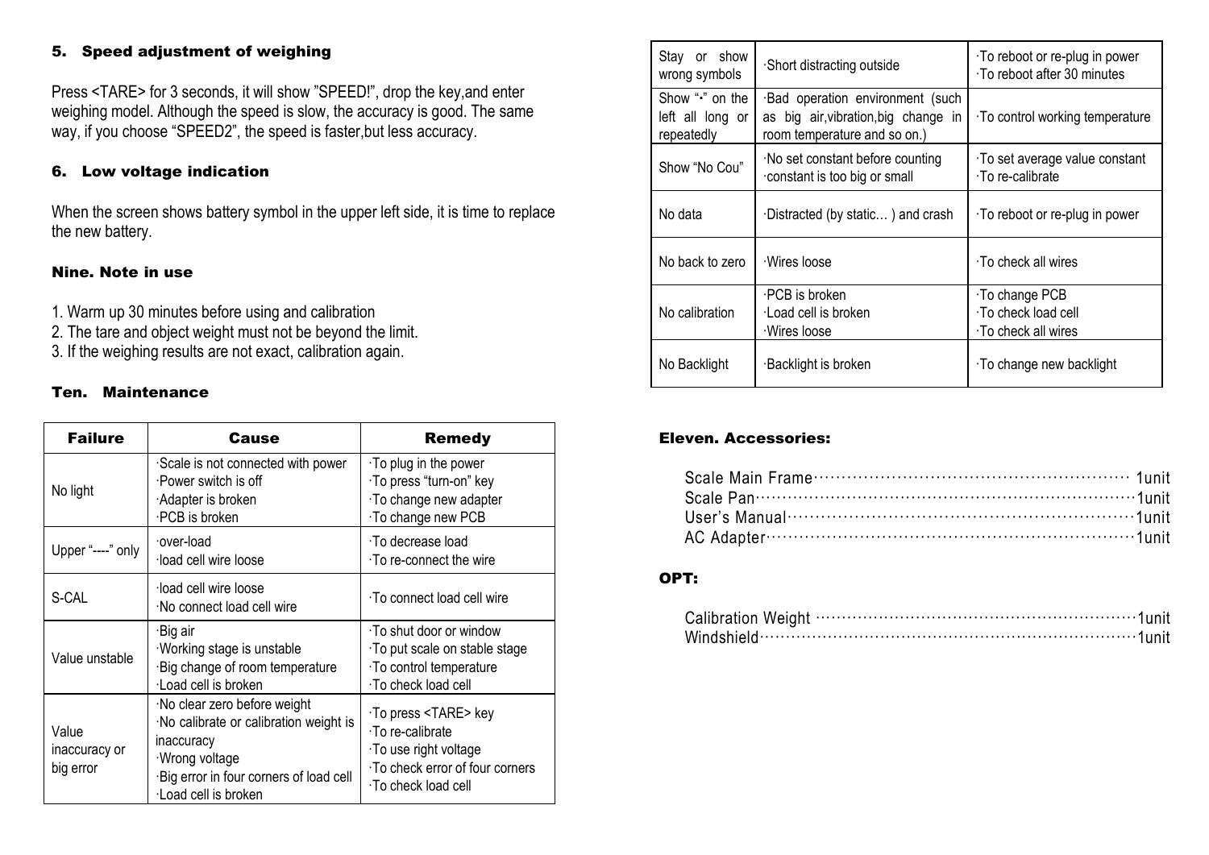### 5. Speed adjustment of weighing

Press <TARE> for 3 seconds, it will show "SPEED!", drop the key,and enter weighing model. Although the speed is slow, the accuracy is good. The same way, if you choose "SPEED2", the speed is faster,but less accuracy.

### 6. Low voltage indication

When the screen shows battery symbol in the upper left side, it is time to replace the new battery.

## Nine. Note in use

1. Warm up 30 minutes before using and calibration
2. The tare and object weight must not be beyond the limit.
3. If the weighing results are not exact, calibration again.

## Ten. Maintenance

| Failure | Cause | Remedy |
|---|---|---|
| No light | ·Scale is not connected with power<br>·Power switch is off<br>·Adapter is broken<br>·PCB is broken | ·To plug in the power<br>·To press "turn-on" key<br>·To change new adapter<br>·To change new PCB |
| Upper "----" only | ·over-load<br>·load cell wire loose | ·To decrease load<br>·To re-connect the wire |
| S-CAL | ·load cell wire loose<br>·No connect load cell wire | ·To connect load cell wire |
| Value unstable | ·Big air<br>·Working stage is unstable<br>·Big change of room temperature<br>·Load cell is broken | ·To shut door or window<br>·To put scale on stable stage<br>·To control temperature<br>·To check load cell |
| Value inaccuracy or big error | ·No clear zero before weight<br>·No calibrate or calibration weight is inaccuracy<br>·Wrong voltage<br>·Big error in four corners of load cell<br>·Load cell is broken | ·To press <TARE> key<br>·To re-calibrate<br>·To use right voltage<br>·To check error of four corners<br>·To check load cell |
| Stay or show wrong symbols | ·Short distracting outside | ·To reboot or re-plug in power<br>·To reboot after 30 minutes |
| Show "-" on the left all long or repeatedly | ·Bad operation environment (such as big air,vibration,big change in room temperature and so on.) | ·To control working temperature |
| Show "No Cou" | ·No set constant before counting<br>·constant is too big or small | ·To set average value constant<br>·To re-calibrate |
| No data | ·Distracted (by static… ) and crash | ·To reboot or re-plug in power |
| No back to zero | ·Wires loose | ·To check all wires |
| No calibration | ·PCB is broken<br>·Load cell is broken<br>·Wires loose | ·To change PCB<br>·To check load cell<br>·To check all wires |
| No Backlight | ·Backlight is broken | ·To change new backlight |

## Eleven. Accessories:

Scale Main Frame··········· 1unit
Scale Pan··········· 1unit
User's Manual··········· 1unit
AC Adapter··········· 1unit

## OPT:

Calibration Weight ··········· 1unit
Windshield··········· 1unit